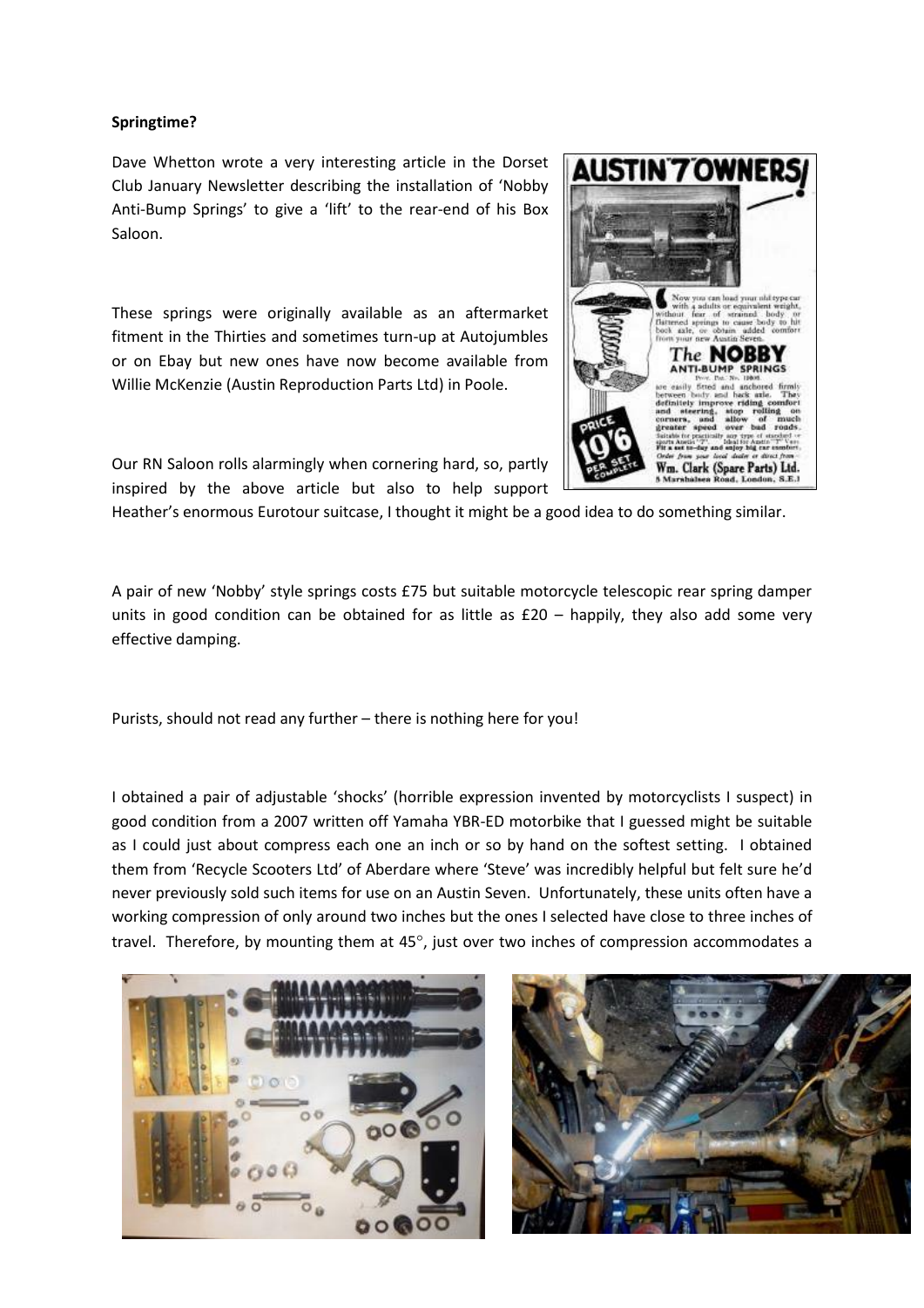**Springtime?**

Dave Whetton wrote a very interesting article in the Dorset Club January Newsletter describing the installation of 'Nobby Anti-Bump Springs' to give a 'lift' to the rear-end of his Box Saloon.

These springs were originally available as an aftermarket fitment in the Thirties and sometimes turn-up at Autojumbles or on Ebay but new ones have now become available from Willie McKenzie (Austin Reproduction Parts Ltd) in Poole.

Our RN Saloon rolls alarmingly when cornering hard, so, partly inspired by the above article but also to help support Heather's enormous Eurotour suitcase, I thought it might be a good idea to do something similar.

A pair of new 'Nobby' style springs costs £75 but suitable motorcycle telescopic rear spring damper units in good condition can be obtained for as little as £20 – happily, they also add some very effective damping.

Purists, should not read any further – there is nothing here for you!

I obtained a pair of adjustable 'shocks' (horrible expression invented by motorcyclists I suspect) in good condition from a 2007 written off Yamaha YBR-ED motorbike that I guessed might be suitable as I could just about compress each one an inch or so by hand on the softest setting. I obtained them from 'Recycle Scooters Ltd' of Aberdare where 'Steve' was incredibly helpful but felt sure he'd never previously sold such items for use on an Austin Seven. Unfortunately, these units often have a working compression of only around two inches but the ones I selected have close to three inches of travel. Therefore, by mounting them at 45°, just over two inches of compression accommodates a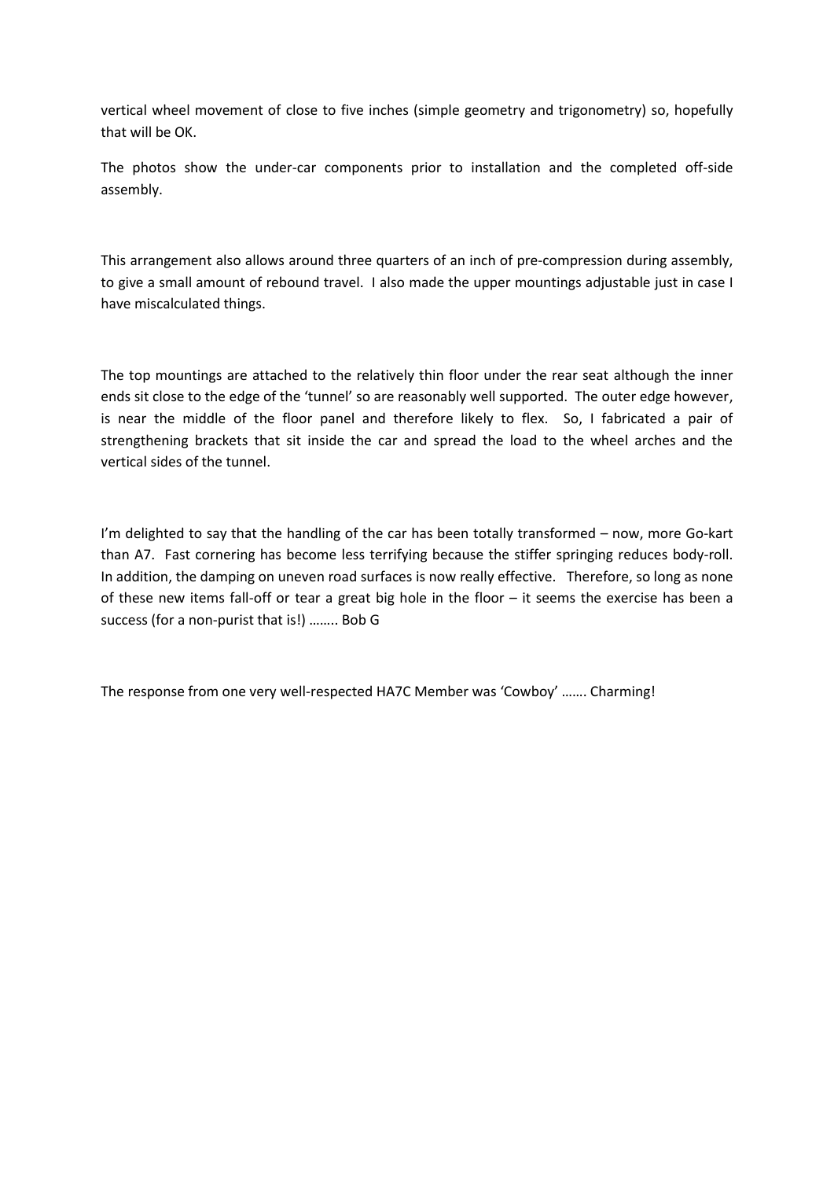vertical wheel movement of close to five inches (simple geometry and trigonometry) so, hopefully that will be OK.

The photos show the under-car components prior to installation and the completed off-side assembly.

This arrangement also allows around three quarters of an inch of pre-compression during assembly, to give a small amount of rebound travel. I also made the upper mountings adjustable just in case I have miscalculated things.

The top mountings are attached to the relatively thin floor under the rear seat although the inner ends sit close to the edge of the 'tunnel' so are reasonably well supported. The outer edge however, is near the middle of the floor panel and therefore likely to flex. So, I fabricated a pair of strengthening brackets that sit inside the car and spread the load to the wheel arches and the vertical sides of the tunnel.

I'm delighted to say that the handling of the car has been totally transformed – now, more Go-kart than A7. Fast cornering has become less terrifying because the stiffer springing reduces body-roll. In addition, the damping on uneven road surfaces is now really effective. Therefore, so long as none of these new items fall-off or tear a great big hole in the floor – it seems the exercise has been a success (for a non-purist that is!) …….. Bob G

The response from one very well-respected HA7C Member was 'Cowboy' ……. Charming!